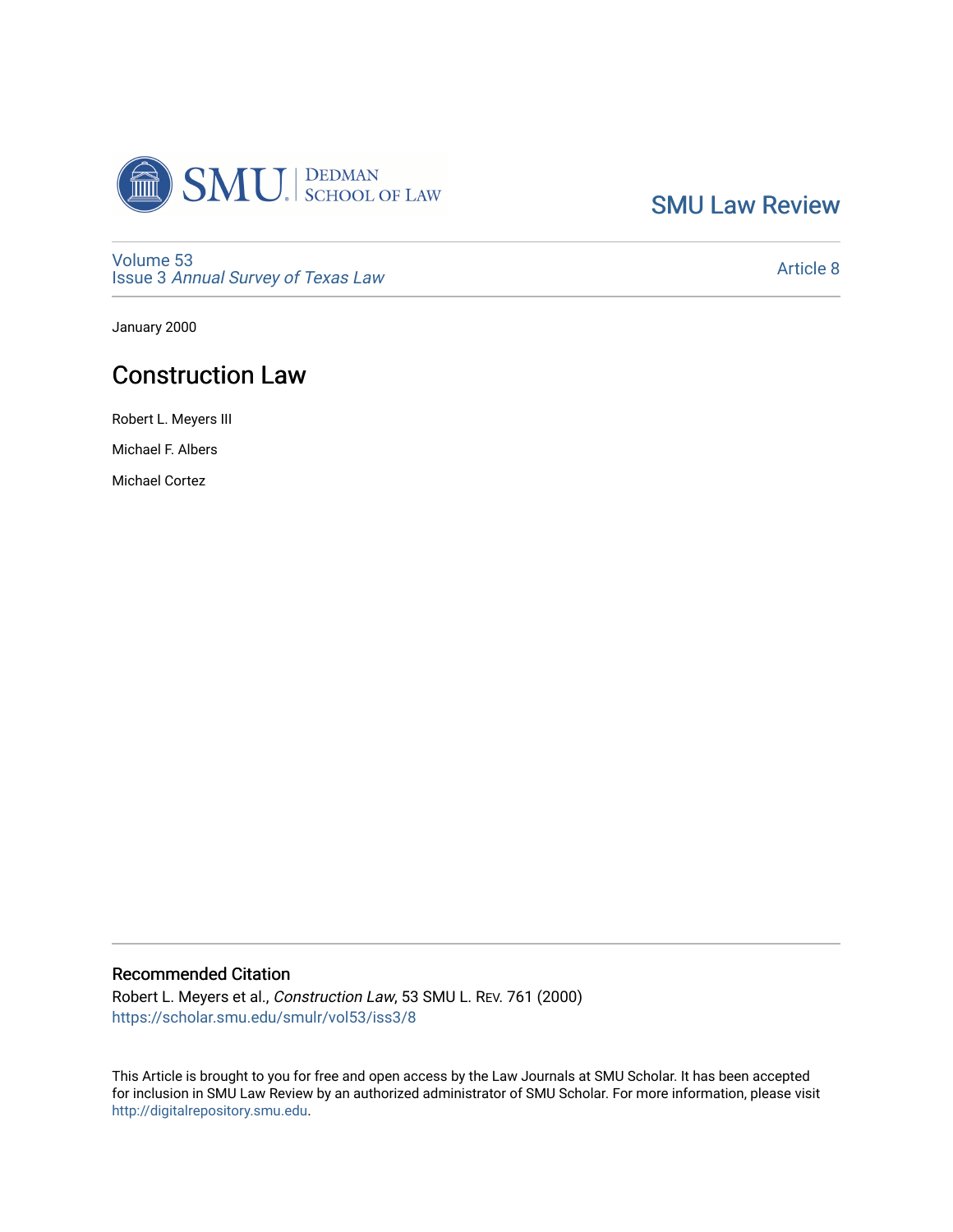SMU Law Review

Volume 53
Issue 3 *Annual Survey of Texas Law*

Article 8

January 2000

# Construction Law

Robert L. Meyers III

Michael F. Albers

Michael Cortez

## Recommended Citation

Robert L. Meyers et al., *Construction Law*, 53 SMU L. REV. 761 (2000)
https://scholar.smu.edu/smulr/vol53/iss3/8

This Article is brought to you for free and open access by the Law Journals at SMU Scholar. It has been accepted for inclusion in SMU Law Review by an authorized administrator of SMU Scholar. For more information, please visit http://digitalrepository.smu.edu.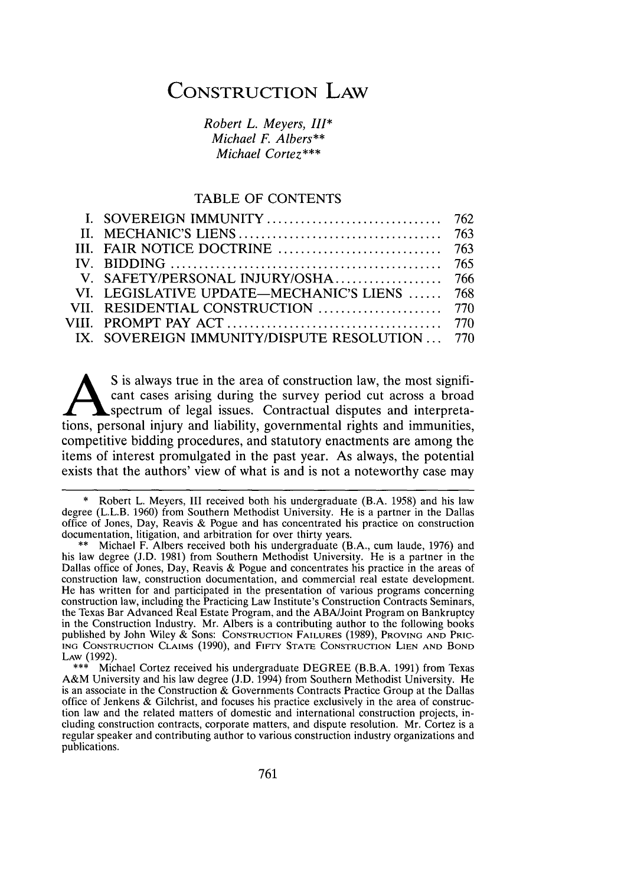# CONSTRUCTION LAW

*Robert L. Meyers, III\**
*Michael F. Albers\*\**
*Michael Cortez\*\*\**

## TABLE OF CONTENTS

| | | |
|---|---|---|
| I. | SOVEREIGN IMMUNITY | 762 |
| II. | MECHANIC'S LIENS | 763 |
| III. | FAIR NOTICE DOCTRINE | 763 |
| IV. | BIDDING | 765 |
| V. | SAFETY/PERSONAL INJURY/OSHA | 766 |
| VI. | LEGISLATIVE UPDATE—MECHANIC'S LIENS | 768 |
| VII. | RESIDENTIAL CONSTRUCTION | 770 |
| VIII. | PROMPT PAY ACT | 770 |
| IX. | SOVEREIGN IMMUNITY/DISPUTE RESOLUTION | 770 |

As is always true in the area of construction law, the most significant cases arising during the survey period cut across a broad spectrum of legal issues. Contractual disputes and interpretations, personal injury and liability, governmental rights and immunities, competitive bidding procedures, and statutory enactments are among the items of interest promulgated in the past year. As always, the potential exists that the authors' view of what is and is not a noteworthy case may

---

\* Robert L. Meyers, III received both his undergraduate (B.A. 1958) and his law degree (L.L.B. 1960) from Southern Methodist University. He is a partner in the Dallas office of Jones, Day, Reavis & Pogue and has concentrated his practice on construction documentation, litigation, and arbitration for over thirty years.

\*\* Michael F. Albers received both his undergraduate (B.A., cum laude, 1976) and his law degree (J.D. 1981) from Southern Methodist University. He is a partner in the Dallas office of Jones, Day, Reavis & Pogue and concentrates his practice in the areas of construction law, construction documentation, and commercial real estate development. He has written for and participated in the presentation of various programs concerning construction law, including the Practicing Law Institute's Construction Contracts Seminars, the Texas Bar Advanced Real Estate Program, and the ABA/Joint Program on Bankruptcy in the Construction Industry. Mr. Albers is a contributing author to the following books published by John Wiley & Sons: CONSTRUCTION FAILURES (1989), PROVING AND PRICING CONSTRUCTION CLAIMS (1990), and FIFTY STATE CONSTRUCTION LIEN AND BOND LAW (1992).

\*\*\* Michael Cortez received his undergraduate DEGREE (B.B.A. 1991) from Texas A&M University and his law degree (J.D. 1994) from Southern Methodist University. He is an associate in the Construction & Governments Contracts Practice Group at the Dallas office of Jenkens & Gilchrist, and focuses his practice exclusively in the area of construction law and the related matters of domestic and international construction projects, including construction contracts, corporate matters, and dispute resolution. Mr. Cortez is a regular speaker and contributing author to various construction industry organizations and publications.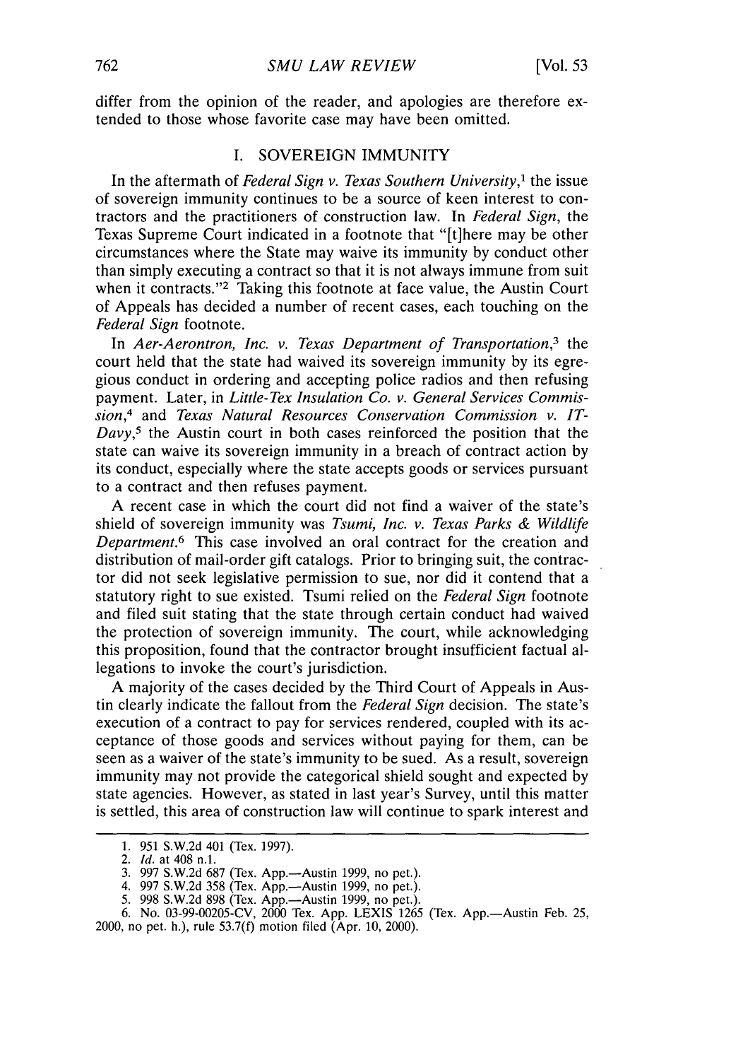differ from the opinion of the reader, and apologies are therefore extended to those whose favorite case may have been omitted.

## I. SOVEREIGN IMMUNITY

In the aftermath of *Federal Sign v. Texas Southern University*,[1] the issue of sovereign immunity continues to be a source of keen interest to contractors and the practitioners of construction law. In *Federal Sign*, the Texas Supreme Court indicated in a footnote that "[t]here may be other circumstances where the State may waive its immunity by conduct other than simply executing a contract so that it is not always immune from suit when it contracts."[2] Taking this footnote at face value, the Austin Court of Appeals has decided a number of recent cases, each touching on the *Federal Sign* footnote.

In *Aer-Aerontron, Inc. v. Texas Department of Transportation*,[3] the court held that the state had waived its sovereign immunity by its egregious conduct in ordering and accepting police radios and then refusing payment. Later, in *Little-Tex Insulation Co. v. General Services Commission*,[4] and *Texas Natural Resources Conservation Commission v. IT-Davy*,[5] the Austin court in both cases reinforced the position that the state can waive its sovereign immunity in a breach of contract action by its conduct, especially where the state accepts goods or services pursuant to a contract and then refuses payment.

A recent case in which the court did not find a waiver of the state's shield of sovereign immunity was *Tsumi, Inc. v. Texas Parks & Wildlife Department*.[6] This case involved an oral contract for the creation and distribution of mail-order gift catalogs. Prior to bringing suit, the contractor did not seek legislative permission to sue, nor did it contend that a statutory right to sue existed. Tsumi relied on the *Federal Sign* footnote and filed suit stating that the state through certain conduct had waived the protection of sovereign immunity. The court, while acknowledging this proposition, found that the contractor brought insufficient factual allegations to invoke the court's jurisdiction.

A majority of the cases decided by the Third Court of Appeals in Austin clearly indicate the fallout from the *Federal Sign* decision. The state's execution of a contract to pay for services rendered, coupled with its acceptance of those goods and services without paying for them, can be seen as a waiver of the state's immunity to be sued. As a result, sovereign immunity may not provide the categorical shield sought and expected by state agencies. However, as stated in last year's Survey, until this matter is settled, this area of construction law will continue to spark interest and

---

1. 951 S.W.2d 401 (Tex. 1997).
2. *Id.* at 408 n.1.
3. 997 S.W.2d 687 (Tex. App.—Austin 1999, no pet.).
4. 997 S.W.2d 358 (Tex. App.—Austin 1999, no pet.).
5. 998 S.W.2d 898 (Tex. App.—Austin 1999, no pet.).
6. No. 03-99-00205-CV, 2000 Tex. App. LEXIS 1265 (Tex. App.—Austin Feb. 25, 2000, no pet. h.), rule 53.7(f) motion filed (Apr. 10, 2000).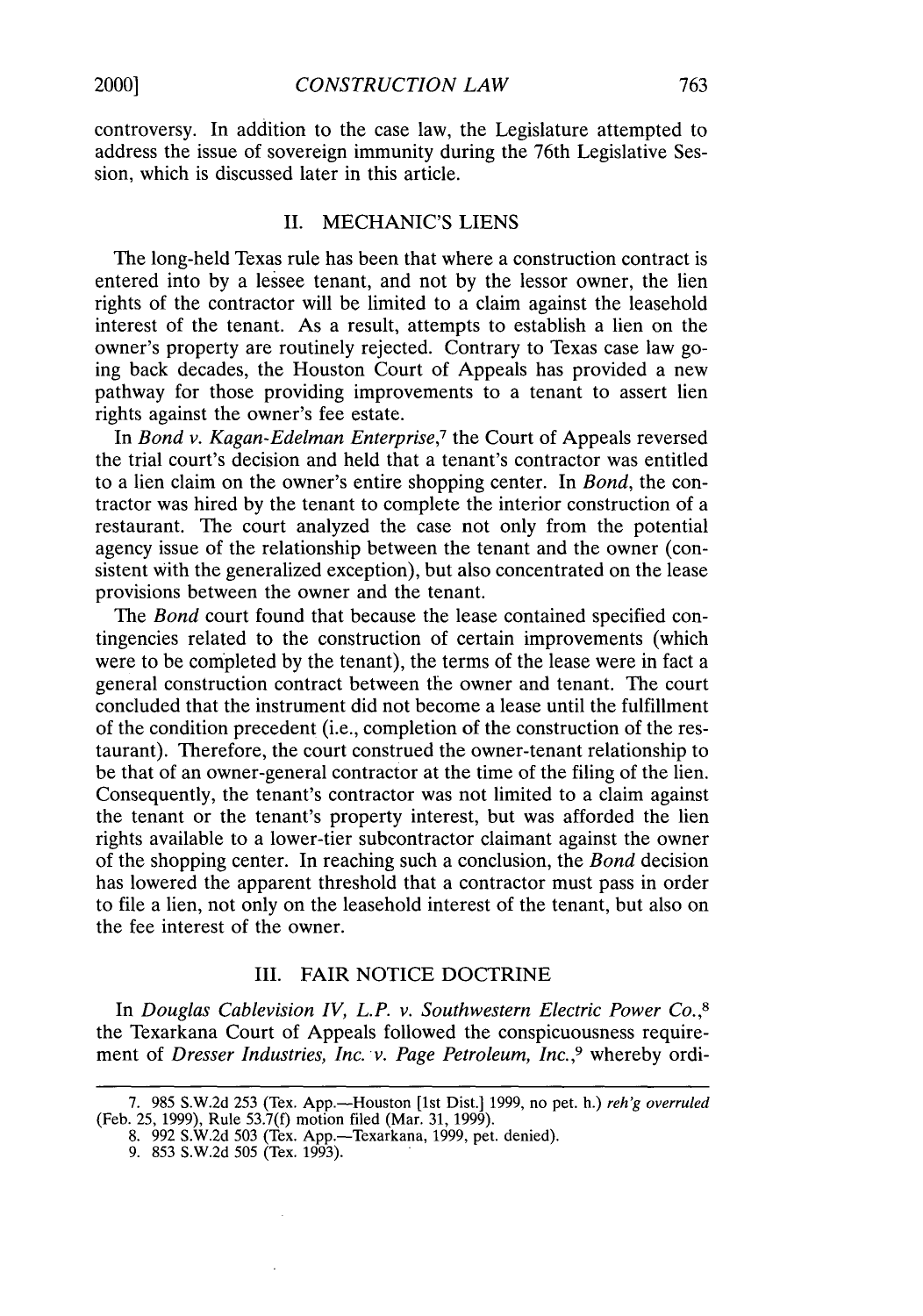controversy. In addition to the case law, the Legislature attempted to address the issue of sovereign immunity during the 76th Legislative Session, which is discussed later in this article.

## II. MECHANIC'S LIENS

The long-held Texas rule has been that where a construction contract is entered into by a lessee tenant, and not by the lessor owner, the lien rights of the contractor will be limited to a claim against the leasehold interest of the tenant. As a result, attempts to establish a lien on the owner's property are routinely rejected. Contrary to Texas case law going back decades, the Houston Court of Appeals has provided a new pathway for those providing improvements to a tenant to assert lien rights against the owner's fee estate.

In *Bond v. Kagan-Edelman Enterprise*,[7] the Court of Appeals reversed the trial court's decision and held that a tenant's contractor was entitled to a lien claim on the owner's entire shopping center. In *Bond*, the contractor was hired by the tenant to complete the interior construction of a restaurant. The court analyzed the case not only from the potential agency issue of the relationship between the tenant and the owner (consistent with the generalized exception), but also concentrated on the lease provisions between the owner and the tenant.

The *Bond* court found that because the lease contained specified contingencies related to the construction of certain improvements (which were to be completed by the tenant), the terms of the lease were in fact a general construction contract between the owner and tenant. The court concluded that the instrument did not become a lease until the fulfillment of the condition precedent (i.e., completion of the construction of the restaurant). Therefore, the court construed the owner-tenant relationship to be that of an owner-general contractor at the time of the filing of the lien. Consequently, the tenant's contractor was not limited to a claim against the tenant or the tenant's property interest, but was afforded the lien rights available to a lower-tier subcontractor claimant against the owner of the shopping center. In reaching such a conclusion, the *Bond* decision has lowered the apparent threshold that a contractor must pass in order to file a lien, not only on the leasehold interest of the tenant, but also on the fee interest of the owner.

## III. FAIR NOTICE DOCTRINE

In *Douglas Cablevision IV, L.P. v. Southwestern Electric Power Co.*,[8] the Texarkana Court of Appeals followed the conspicuousness requirement of *Dresser Industries, Inc. v. Page Petroleum, Inc.*,[9] whereby ordi-

---

7. 985 S.W.2d 253 (Tex. App.—Houston [1st Dist.] 1999, no pet. h.) *reh'g overruled* (Feb. 25, 1999), Rule 53.7(f) motion filed (Mar. 31, 1999).

8. 992 S.W.2d 503 (Tex. App.—Texarkana, 1999, pet. denied).

9. 853 S.W.2d 505 (Tex. 1993).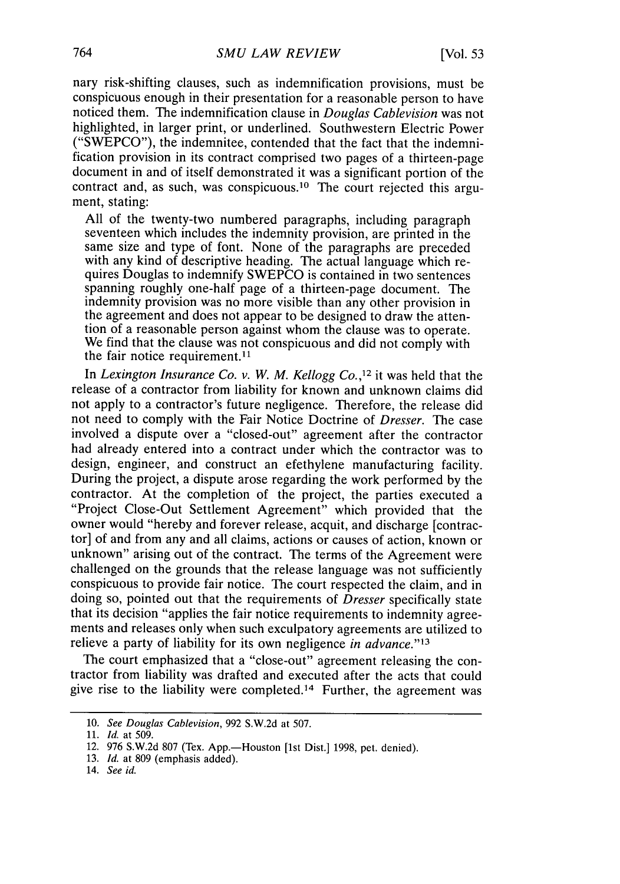nary risk-shifting clauses, such as indemnification provisions, must be conspicuous enough in their presentation for a reasonable person to have noticed them. The indemnification clause in *Douglas Cablevision* was not highlighted, in larger print, or underlined. Southwestern Electric Power ("SWEPCO"), the indemnitee, contended that the fact that the indemnification provision in its contract comprised two pages of a thirteen-page document in and of itself demonstrated it was a significant portion of the contract and, as such, was conspicuous.[10] The court rejected this argument, stating:

> All of the twenty-two numbered paragraphs, including paragraph seventeen which includes the indemnity provision, are printed in the same size and type of font. None of the paragraphs are preceded with any kind of descriptive heading. The actual language which requires Douglas to indemnify SWEPCO is contained in two sentences spanning roughly one-half page of a thirteen-page document. The indemnity provision was no more visible than any other provision in the agreement and does not appear to be designed to draw the attention of a reasonable person against whom the clause was to operate. We find that the clause was not conspicuous and did not comply with the fair notice requirement.[11]

In *Lexington Insurance Co. v. W. M. Kellogg Co.*,[12] it was held that the release of a contractor from liability for known and unknown claims did not apply to a contractor's future negligence. Therefore, the release did not need to comply with the Fair Notice Doctrine of *Dresser*. The case involved a dispute over a "closed-out" agreement after the contractor had already entered into a contract under which the contractor was to design, engineer, and construct an efethylene manufacturing facility. During the project, a dispute arose regarding the work performed by the contractor. At the completion of the project, the parties executed a "Project Close-Out Settlement Agreement" which provided that the owner would "hereby and forever release, acquit, and discharge [contractor] of and from any and all claims, actions or causes of action, known or unknown" arising out of the contract. The terms of the Agreement were challenged on the grounds that the release language was not sufficiently conspicuous to provide fair notice. The court respected the claim, and in doing so, pointed out that the requirements of *Dresser* specifically state that its decision "applies the fair notice requirements to indemnity agreements and releases only when such exculpatory agreements are utilized to relieve a party of liability for its own negligence *in advance*."[13]

The court emphasized that a "close-out" agreement releasing the contractor from liability was drafted and executed after the acts that could give rise to the liability were completed.[14] Further, the agreement was

---

10. *See Douglas Cablevision*, 992 S.W.2d at 507.

11. *Id.* at 509.

12. 976 S.W.2d 807 (Tex. App.—Houston [1st Dist.] 1998, pet. denied).

13. *Id.* at 809 (emphasis added).

14. *See id.*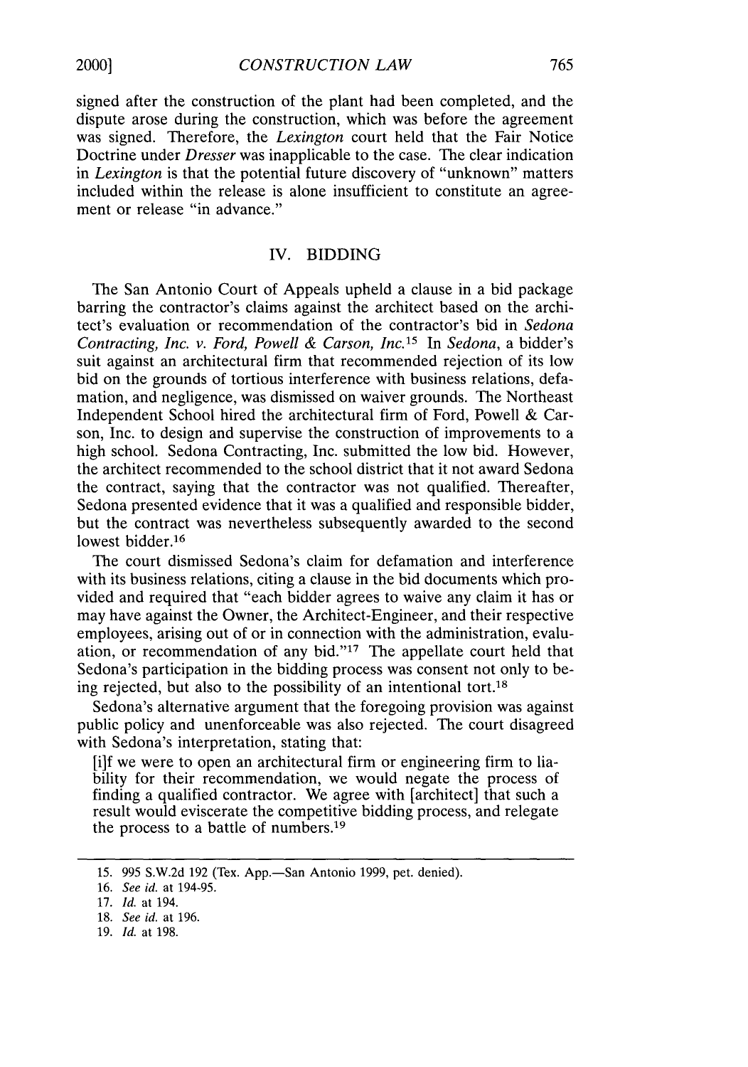signed after the construction of the plant had been completed, and the dispute arose during the construction, which was before the agreement was signed. Therefore, the *Lexington* court held that the Fair Notice Doctrine under *Dresser* was inapplicable to the case. The clear indication in *Lexington* is that the potential future discovery of "unknown" matters included within the release is alone insufficient to constitute an agreement or release "in advance."

## IV. BIDDING

The San Antonio Court of Appeals upheld a clause in a bid package barring the contractor's claims against the architect based on the architect's evaluation or recommendation of the contractor's bid in *Sedona Contracting, Inc. v. Ford, Powell & Carson, Inc.*[15] In *Sedona*, a bidder's suit against an architectural firm that recommended rejection of its low bid on the grounds of tortious interference with business relations, defamation, and negligence, was dismissed on waiver grounds. The Northeast Independent School hired the architectural firm of Ford, Powell & Carson, Inc. to design and supervise the construction of improvements to a high school. Sedona Contracting, Inc. submitted the low bid. However, the architect recommended to the school district that it not award Sedona the contract, saying that the contractor was not qualified. Thereafter, Sedona presented evidence that it was a qualified and responsible bidder, but the contract was nevertheless subsequently awarded to the second lowest bidder.[16]

The court dismissed Sedona's claim for defamation and interference with its business relations, citing a clause in the bid documents which provided and required that "each bidder agrees to waive any claim it has or may have against the Owner, the Architect-Engineer, and their respective employees, arising out of or in connection with the administration, evaluation, or recommendation of any bid."[17] The appellate court held that Sedona's participation in the bidding process was consent not only to being rejected, but also to the possibility of an intentional tort.[18]

Sedona's alternative argument that the foregoing provision was against public policy and unenforceable was also rejected. The court disagreed with Sedona's interpretation, stating that:

> [i]f we were to open an architectural firm or engineering firm to liability for their recommendation, we would negate the process of finding a qualified contractor. We agree with [architect] that such a result would eviscerate the competitive bidding process, and relegate the process to a battle of numbers.[19]

---

15. 995 S.W.2d 192 (Tex. App.—San Antonio 1999, pet. denied).
16. *See id.* at 194-95.
17. *Id.* at 194.
18. *See id.* at 196.
19. *Id.* at 198.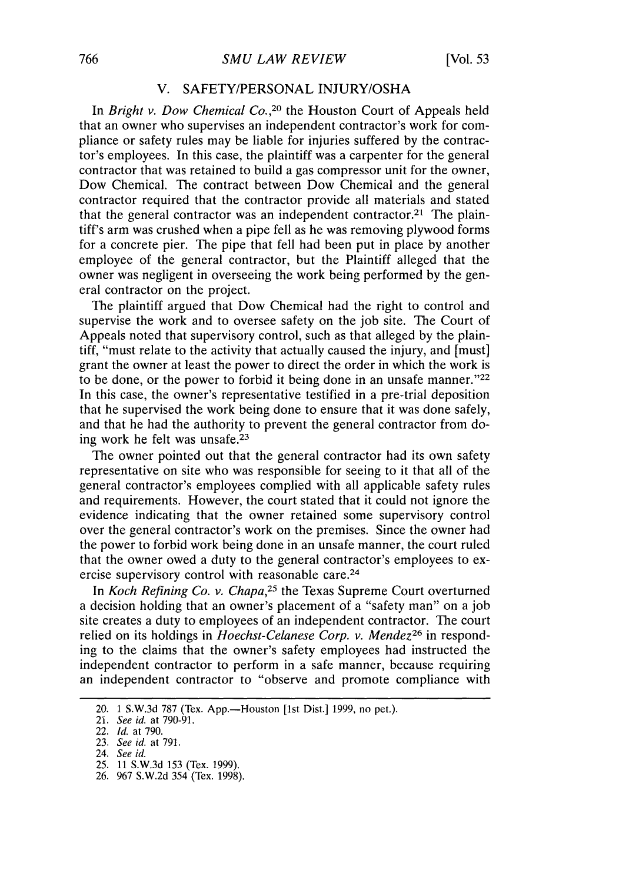## V. SAFETY/PERSONAL INJURY/OSHA

In *Bright v. Dow Chemical Co.*,[20] the Houston Court of Appeals held that an owner who supervises an independent contractor's work for compliance or safety rules may be liable for injuries suffered by the contractor's employees. In this case, the plaintiff was a carpenter for the general contractor that was retained to build a gas compressor unit for the owner, Dow Chemical. The contract between Dow Chemical and the general contractor required that the contractor provide all materials and stated that the general contractor was an independent contractor.[21] The plaintiff's arm was crushed when a pipe fell as he was removing plywood forms for a concrete pier. The pipe that fell had been put in place by another employee of the general contractor, but the Plaintiff alleged that the owner was negligent in overseeing the work being performed by the general contractor on the project.

The plaintiff argued that Dow Chemical had the right to control and supervise the work and to oversee safety on the job site. The Court of Appeals noted that supervisory control, such as that alleged by the plaintiff, "must relate to the activity that actually caused the injury, and [must] grant the owner at least the power to direct the order in which the work is to be done, or the power to forbid it being done in an unsafe manner."[22] In this case, the owner's representative testified in a pre-trial deposition that he supervised the work being done to ensure that it was done safely, and that he had the authority to prevent the general contractor from doing work he felt was unsafe.[23]

The owner pointed out that the general contractor had its own safety representative on site who was responsible for seeing to it that all of the general contractor's employees complied with all applicable safety rules and requirements. However, the court stated that it could not ignore the evidence indicating that the owner retained some supervisory control over the general contractor's work on the premises. Since the owner had the power to forbid work being done in an unsafe manner, the court ruled that the owner owed a duty to the general contractor's employees to exercise supervisory control with reasonable care.[24]

In *Koch Refining Co. v. Chapa*,[25] the Texas Supreme Court overturned a decision holding that an owner's placement of a "safety man" on a job site creates a duty to employees of an independent contractor. The court relied on its holdings in *Hoechst-Celanese Corp. v. Mendez*[26] in responding to the claims that the owner's safety employees had instructed the independent contractor to perform in a safe manner, because requiring an independent contractor to "observe and promote compliance with

---

20. 1 S.W.3d 787 (Tex. App.—Houston [1st Dist.] 1999, no pet.).
21. *See id.* at 790-91.
22. *Id.* at 790.
23. *See id.* at 791.
24. *See id.*
25. 11 S.W.3d 153 (Tex. 1999).
26. 967 S.W.2d 354 (Tex. 1998).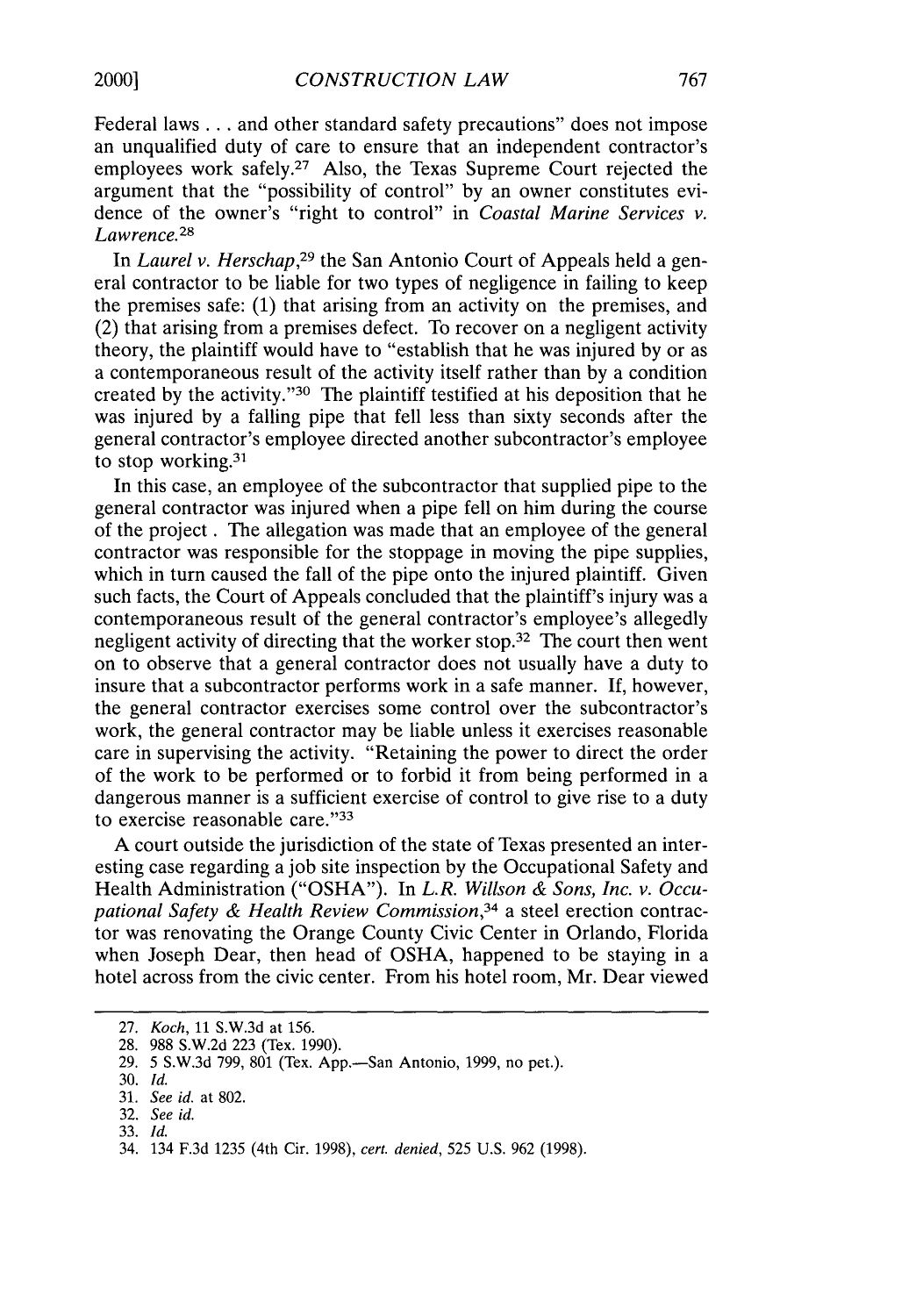Federal laws . . . and other standard safety precautions" does not impose an unqualified duty of care to ensure that an independent contractor's employees work safely.[27] Also, the Texas Supreme Court rejected the argument that the "possibility of control" by an owner constitutes evidence of the owner's "right to control" in *Coastal Marine Services v. Lawrence.*[28]

In *Laurel v. Herschap*,[29] the San Antonio Court of Appeals held a general contractor to be liable for two types of negligence in failing to keep the premises safe: (1) that arising from an activity on the premises, and (2) that arising from a premises defect. To recover on a negligent activity theory, the plaintiff would have to "establish that he was injured by or as a contemporaneous result of the activity itself rather than by a condition created by the activity."[30] The plaintiff testified at his deposition that he was injured by a falling pipe that fell less than sixty seconds after the general contractor's employee directed another subcontractor's employee to stop working.[31]

In this case, an employee of the subcontractor that supplied pipe to the general contractor was injured when a pipe fell on him during the course of the project . The allegation was made that an employee of the general contractor was responsible for the stoppage in moving the pipe supplies, which in turn caused the fall of the pipe onto the injured plaintiff. Given such facts, the Court of Appeals concluded that the plaintiff's injury was a contemporaneous result of the general contractor's employee's allegedly negligent activity of directing that the worker stop.[32] The court then went on to observe that a general contractor does not usually have a duty to insure that a subcontractor performs work in a safe manner. If, however, the general contractor exercises some control over the subcontractor's work, the general contractor may be liable unless it exercises reasonable care in supervising the activity. "Retaining the power to direct the order of the work to be performed or to forbid it from being performed in a dangerous manner is a sufficient exercise of control to give rise to a duty to exercise reasonable care."[33]

A court outside the jurisdiction of the state of Texas presented an interesting case regarding a job site inspection by the Occupational Safety and Health Administration ("OSHA"). In *L.R. Willson & Sons, Inc. v. Occupational Safety & Health Review Commission*,[34] a steel erection contractor was renovating the Orange County Civic Center in Orlando, Florida when Joseph Dear, then head of OSHA, happened to be staying in a hotel across from the civic center. From his hotel room, Mr. Dear viewed

---

27. *Koch*, 11 S.W.3d at 156.
28. 988 S.W.2d 223 (Tex. 1990).
29. 5 S.W.3d 799, 801 (Tex. App.—San Antonio, 1999, no pet.).
30. *Id.*
31. *See id.* at 802.
32. *See id.*
33. *Id.*
34. 134 F.3d 1235 (4th Cir. 1998), *cert. denied*, 525 U.S. 962 (1998).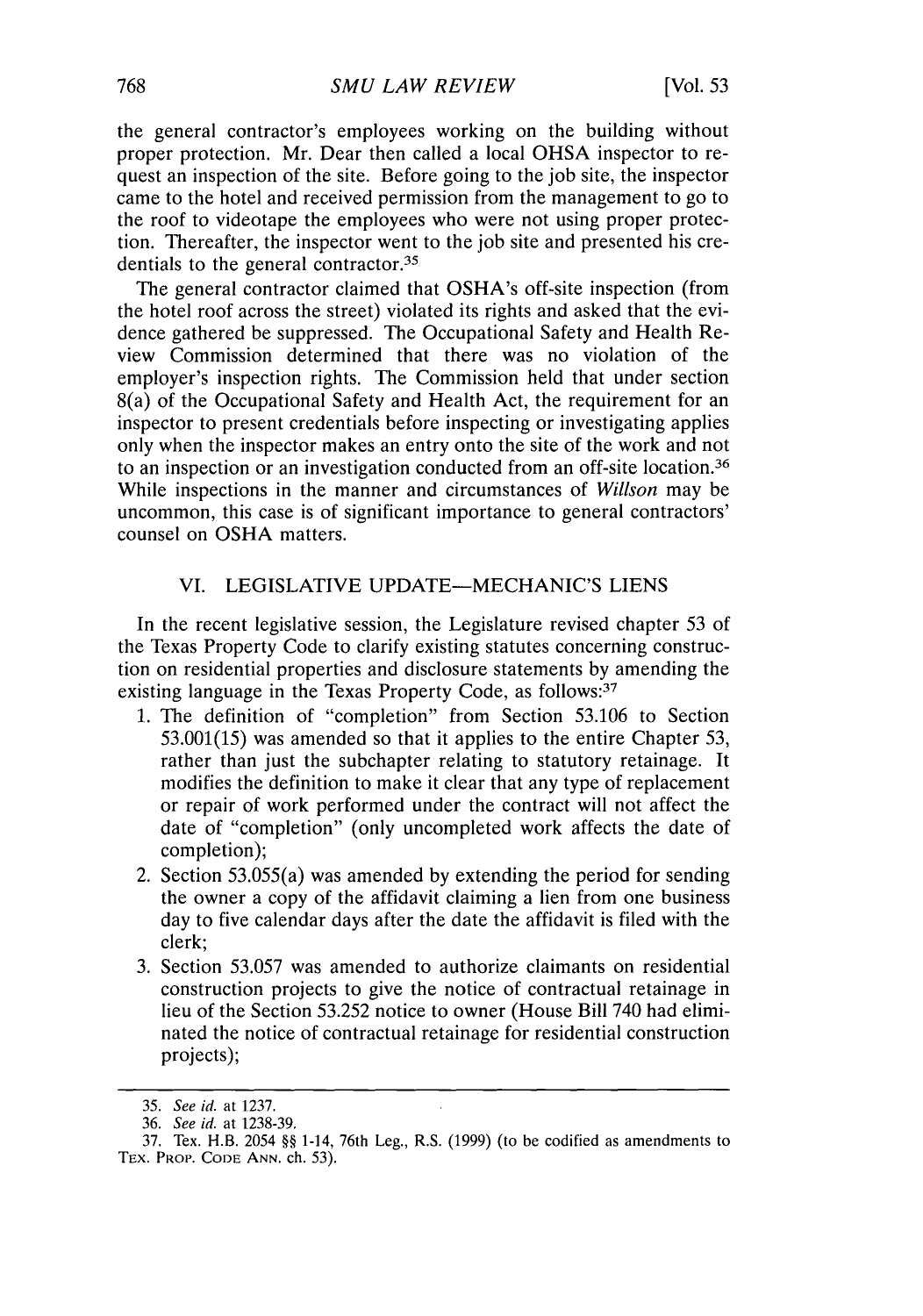the general contractor's employees working on the building without proper protection. Mr. Dear then called a local OHSA inspector to request an inspection of the site. Before going to the job site, the inspector came to the hotel and received permission from the management to go to the roof to videotape the employees who were not using proper protection. Thereafter, the inspector went to the job site and presented his credentials to the general contractor.[35]

The general contractor claimed that OSHA's off-site inspection (from the hotel roof across the street) violated its rights and asked that the evidence gathered be suppressed. The Occupational Safety and Health Review Commission determined that there was no violation of the employer's inspection rights. The Commission held that under section 8(a) of the Occupational Safety and Health Act, the requirement for an inspector to present credentials before inspecting or investigating applies only when the inspector makes an entry onto the site of the work and not to an inspection or an investigation conducted from an off-site location.[36] While inspections in the manner and circumstances of *Willson* may be uncommon, this case is of significant importance to general contractors' counsel on OSHA matters.

## VI. LEGISLATIVE UPDATE—MECHANIC'S LIENS

In the recent legislative session, the Legislature revised chapter 53 of the Texas Property Code to clarify existing statutes concerning construction on residential properties and disclosure statements by amending the existing language in the Texas Property Code, as follows:[37]

1. The definition of "completion" from Section 53.106 to Section 53.001(15) was amended so that it applies to the entire Chapter 53, rather than just the subchapter relating to statutory retainage. It modifies the definition to make it clear that any type of replacement or repair of work performed under the contract will not affect the date of "completion" (only uncompleted work affects the date of completion);
2. Section 53.055(a) was amended by extending the period for sending the owner a copy of the affidavit claiming a lien from one business day to five calendar days after the date the affidavit is filed with the clerk;
3. Section 53.057 was amended to authorize claimants on residential construction projects to give the notice of contractual retainage in lieu of the Section 53.252 notice to owner (House Bill 740 had eliminated the notice of contractual retainage for residential construction projects);

---

35. *See id.* at 1237.

36. *See id.* at 1238-39.

37. Tex. H.B. 2054 §§ 1-14, 76th Leg., R.S. (1999) (to be codified as amendments to TEX. PROP. CODE ANN. ch. 53).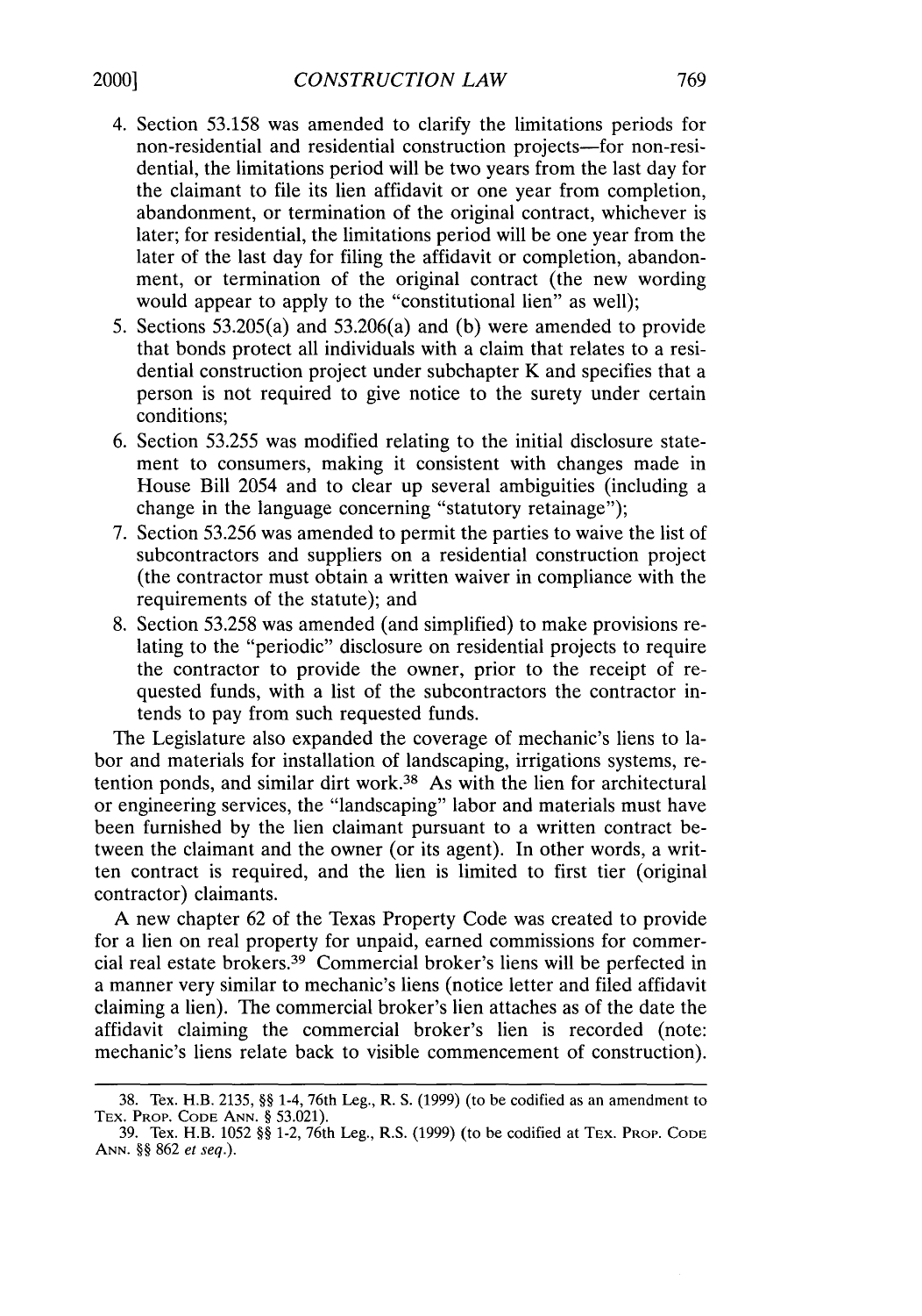4. Section 53.158 was amended to clarify the limitations periods for non-residential and residential construction projects—for non-residential, the limitations period will be two years from the last day for the claimant to file its lien affidavit or one year from completion, abandonment, or termination of the original contract, whichever is later; for residential, the limitations period will be one year from the later of the last day for filing the affidavit or completion, abandonment, or termination of the original contract (the new wording would appear to apply to the "constitutional lien" as well);
5. Sections 53.205(a) and 53.206(a) and (b) were amended to provide that bonds protect all individuals with a claim that relates to a residential construction project under subchapter K and specifies that a person is not required to give notice to the surety under certain conditions;
6. Section 53.255 was modified relating to the initial disclosure statement to consumers, making it consistent with changes made in House Bill 2054 and to clear up several ambiguities (including a change in the language concerning "statutory retainage");
7. Section 53.256 was amended to permit the parties to waive the list of subcontractors and suppliers on a residential construction project (the contractor must obtain a written waiver in compliance with the requirements of the statute); and
8. Section 53.258 was amended (and simplified) to make provisions relating to the "periodic" disclosure on residential projects to require the contractor to provide the owner, prior to the receipt of requested funds, with a list of the subcontractors the contractor intends to pay from such requested funds.

The Legislature also expanded the coverage of mechanic's liens to labor and materials for installation of landscaping, irrigations systems, retention ponds, and similar dirt work.[38] As with the lien for architectural or engineering services, the "landscaping" labor and materials must have been furnished by the lien claimant pursuant to a written contract between the claimant and the owner (or its agent). In other words, a written contract is required, and the lien is limited to first tier (original contractor) claimants.

A new chapter 62 of the Texas Property Code was created to provide for a lien on real property for unpaid, earned commissions for commercial real estate brokers.[39] Commercial broker's liens will be perfected in a manner very similar to mechanic's liens (notice letter and filed affidavit claiming a lien). The commercial broker's lien attaches as of the date the affidavit claiming the commercial broker's lien is recorded (note: mechanic's liens relate back to visible commencement of construction).

---

38. Tex. H.B. 2135, §§ 1-4, 76th Leg., R. S. (1999) (to be codified as an amendment to Tex. Prop. Code Ann. § 53.021).

39. Tex. H.B. 1052 §§ 1-2, 76th Leg., R.S. (1999) (to be codified at Tex. Prop. Code Ann. §§ 862 *et seq.*).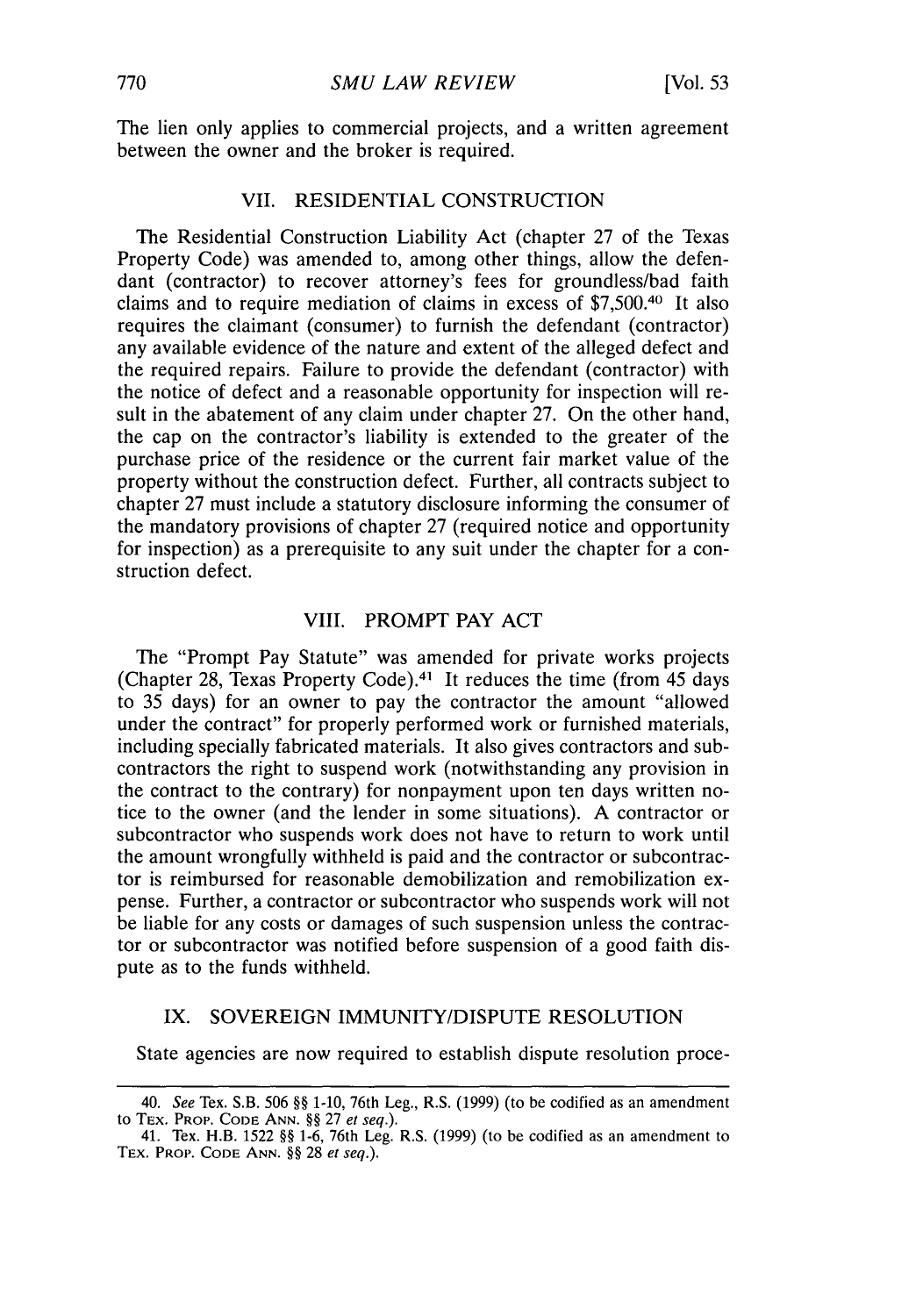The lien only applies to commercial projects, and a written agreement between the owner and the broker is required.

## VII. RESIDENTIAL CONSTRUCTION

The Residential Construction Liability Act (chapter 27 of the Texas Property Code) was amended to, among other things, allow the defendant (contractor) to recover attorney's fees for groundless/bad faith claims and to require mediation of claims in excess of $7,500.[40] It also requires the claimant (consumer) to furnish the defendant (contractor) any available evidence of the nature and extent of the alleged defect and the required repairs. Failure to provide the defendant (contractor) with the notice of defect and a reasonable opportunity for inspection will result in the abatement of any claim under chapter 27. On the other hand, the cap on the contractor's liability is extended to the greater of the purchase price of the residence or the current fair market value of the property without the construction defect. Further, all contracts subject to chapter 27 must include a statutory disclosure informing the consumer of the mandatory provisions of chapter 27 (required notice and opportunity for inspection) as a prerequisite to any suit under the chapter for a construction defect.

## VIII. PROMPT PAY ACT

The "Prompt Pay Statute" was amended for private works projects (Chapter 28, Texas Property Code).[41] It reduces the time (from 45 days to 35 days) for an owner to pay the contractor the amount "allowed under the contract" for properly performed work or furnished materials, including specially fabricated materials. It also gives contractors and subcontractors the right to suspend work (notwithstanding any provision in the contract to the contrary) for nonpayment upon ten days written notice to the owner (and the lender in some situations). A contractor or subcontractor who suspends work does not have to return to work until the amount wrongfully withheld is paid and the contractor or subcontractor is reimbursed for reasonable demobilization and remobilization expense. Further, a contractor or subcontractor who suspends work will not be liable for any costs or damages of such suspension unless the contractor or subcontractor was notified before suspension of a good faith dispute as to the funds withheld.

## IX. SOVEREIGN IMMUNITY/DISPUTE RESOLUTION

State agencies are now required to establish dispute resolution proce-

---

40. *See* Tex. S.B. 506 §§ 1-10, 76th Leg., R.S. (1999) (to be codified as an amendment to TEX. PROP. CODE ANN. §§ 27 *et seq.*).

41. Tex. H.B. 1522 §§ 1-6, 76th Leg. R.S. (1999) (to be codified as an amendment to TEX. PROP. CODE ANN. §§ 28 *et seq.*).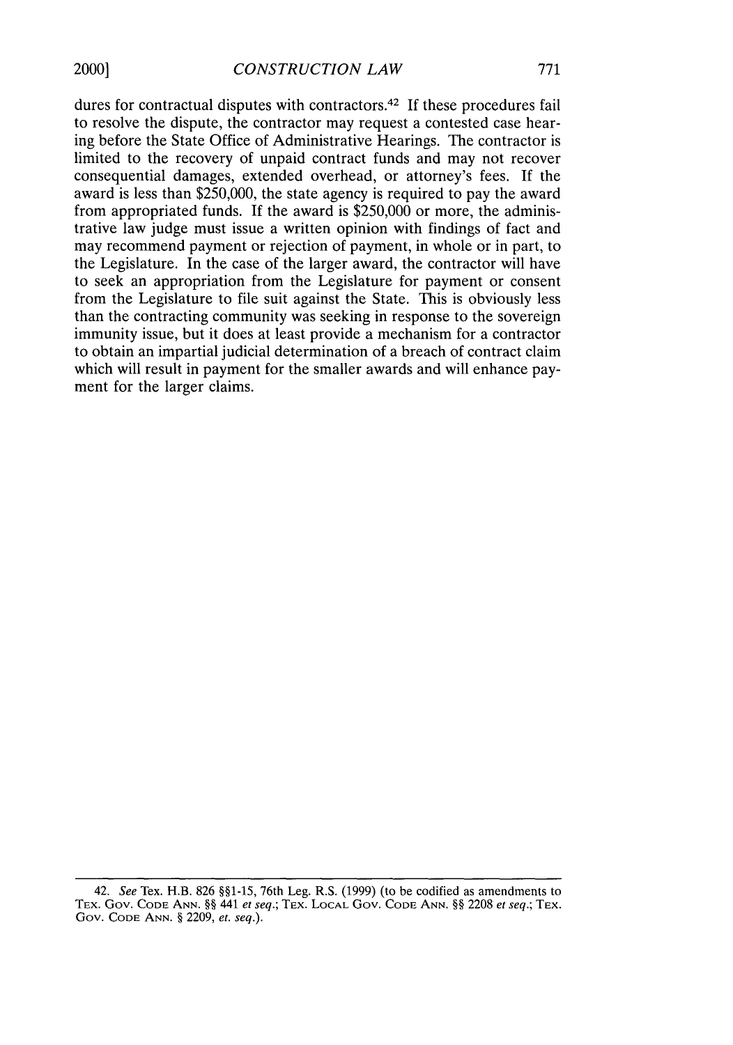dures for contractual disputes with contractors.[42] If these procedures fail to resolve the dispute, the contractor may request a contested case hearing before the State Office of Administrative Hearings. The contractor is limited to the recovery of unpaid contract funds and may not recover consequential damages, extended overhead, or attorney's fees. If the award is less than $250,000, the state agency is required to pay the award from appropriated funds. If the award is $250,000 or more, the administrative law judge must issue a written opinion with findings of fact and may recommend payment or rejection of payment, in whole or in part, to the Legislature. In the case of the larger award, the contractor will have to seek an appropriation from the Legislature for payment or consent from the Legislature to file suit against the State. This is obviously less than the contracting community was seeking in response to the sovereign immunity issue, but it does at least provide a mechanism for a contractor to obtain an impartial judicial determination of a breach of contract claim which will result in payment for the smaller awards and will enhance payment for the larger claims.

---

42. *See* Tex. H.B. 826 §§1-15, 76th Leg. R.S. (1999) (to be codified as amendments to TEX. GOV. CODE ANN. §§ 441 *et seq.*; TEX. LOCAL GOV. CODE ANN. §§ 2208 *et seq.*; TEX. GOV. CODE ANN. § 2209, *et. seq.*).